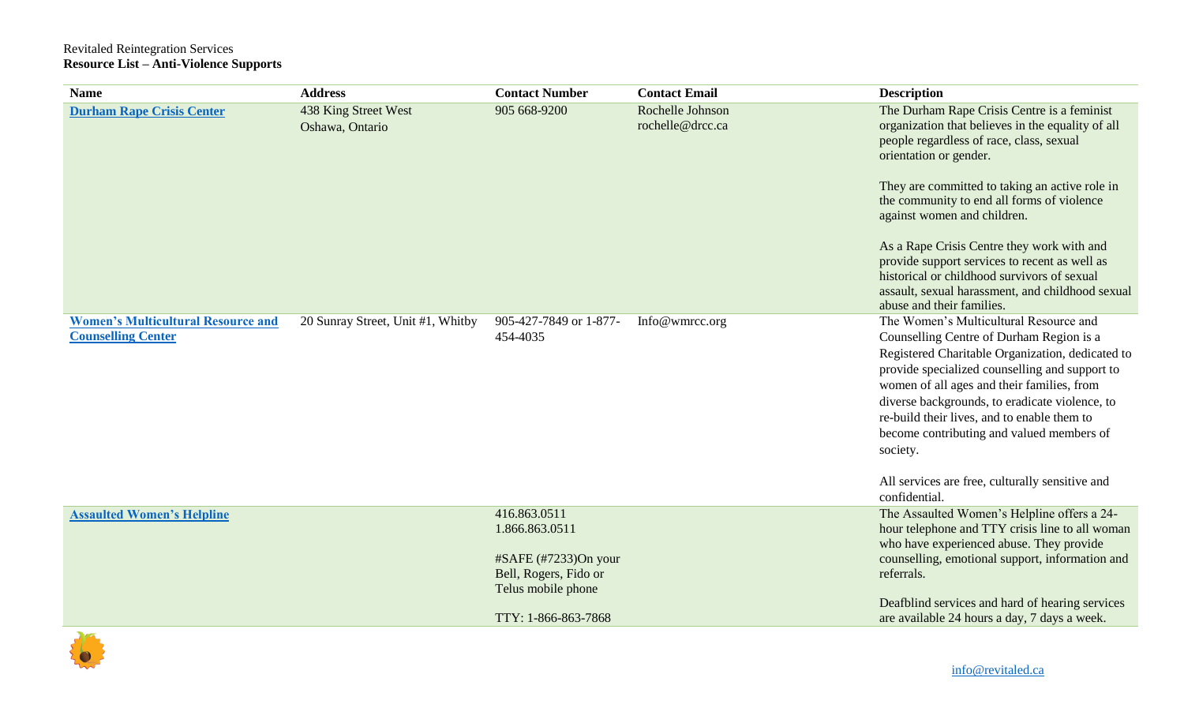Revitaled Reintegration Services
**Resource List – Anti-Violence Supports**

| Name | Address | Contact Number | Contact Email | Description |
|---|---|---|---|---|
| **Durham Rape Crisis Center** | 438 King Street West<br>Oshawa, Ontario | 905 668-9200 | Rochelle Johnson<br>rochelle@drcc.ca | The Durham Rape Crisis Centre is a feminist organization that believes in the equality of all people regardless of race, class, sexual orientation or gender.<br><br>They are committed to taking an active role in the community to end all forms of violence against women and children.<br><br>As a Rape Crisis Centre they work with and provide support services to recent as well as historical or childhood survivors of sexual assault, sexual harassment, and childhood sexual abuse and their families. |
| **Women's Multicultural Resource and Counselling Center** | 20 Sunray Street, Unit #1, Whitby | 905-427-7849 or 1-877-454-4035 | Info@wmrcc.org | The Women's Multicultural Resource and Counselling Centre of Durham Region is a Registered Charitable Organization, dedicated to provide specialized counselling and support to women of all ages and their families, from diverse backgrounds, to eradicate violence, to re-build their lives, and to enable them to become contributing and valued members of society.<br><br>All services are free, culturally sensitive and confidential. |
| **Assaulted Women's Helpline** | | 416.863.0511<br>1.866.863.0511<br><br>#SAFE (#7233)On your Bell, Rogers, Fido or Telus mobile phone<br><br>TTY: 1-866-863-7868 | | The Assaulted Women's Helpline offers a 24-hour telephone and TTY crisis line to all woman who have experienced abuse. They provide counselling, emotional support, information and referrals.<br><br>Deafblind services and hard of hearing services are available 24 hours a day, 7 days a week. |

info@revitaled.ca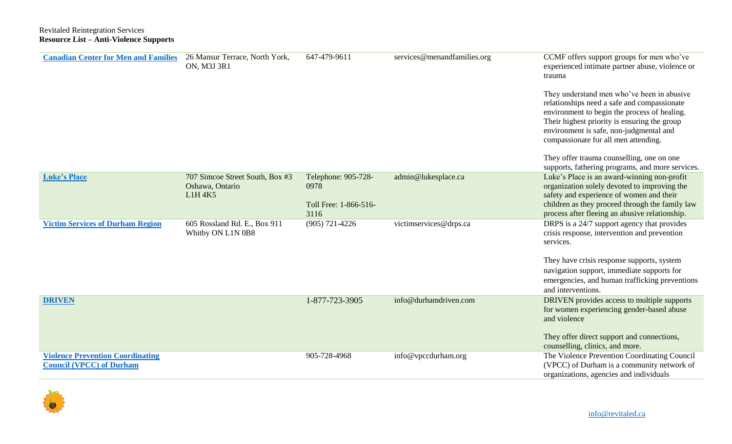Revitaled Reintegration Services
**Resource List – Anti-Violence Supports**

| | | | | |
|---|---|---|---|---|
| **Canadian Center for Men and Families** | 26 Mansur Terrace, North York, ON, M3J 3R1 | 647-479-9611 | services@menandfamilies.org | CCMF offers support groups for men who've experienced intimate partner abuse, violence or trauma<br><br>They understand men who've been in abusive relationships need a safe and compassionate environment to begin the process of healing. Their highest priority is ensuring the group environment is safe, non-judgmental and compassionate for all men attending.<br><br>They offer trauma counselling, one on one supports, fathering programs, and more services. |
| **Luke's Place** | 707 Simcoe Street South, Box #3 Oshawa, Ontario L1H 4K5 | Telephone: 905-728-0978<br><br>Toll Free: 1-866-516-3116 | admin@lukesplace.ca | Luke's Place is an award-winning non-profit organization solely devoted to improving the safety and experience of women and their children as they proceed through the family law process after fleeing an abusive relationship. |
| **Victim Services of Durham Region** | 605 Rossland Rd. E., Box 911 Whitby ON L1N 0B8 | (905) 721-4226 | victimservices@drps.ca | DRPS is a 24/7 support agency that provides crisis response, intervention and prevention services.<br><br>They have crisis response supports, system navigation support, immediate supports for emergencies, and human trafficking preventions and interventions. |
| **DRIVEN** | | 1-877-723-3905 | info@durhamdriven.com | DRIVEN provides access to multiple supports for women experiencing gender-based abuse and violence<br><br>They offer direct support and connections, counselling, clinics, and more. |
| **Violence Prevention Coordinating Council (VPCC) of Durham** | | 905-728-4968 | info@vpccdurham.org | The Violence Prevention Coordinating Council (VPCC) of Durham is a community network of organizations, agencies and individuals |

info@revitaled.ca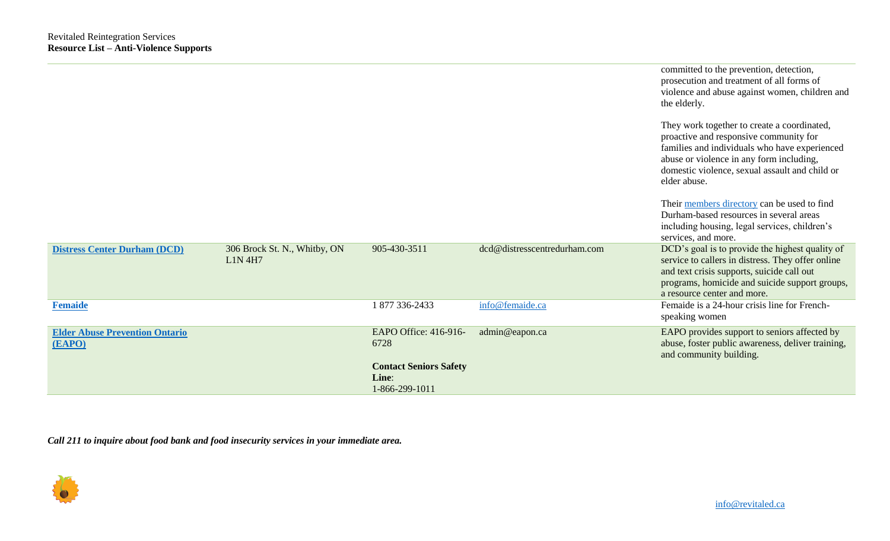| | | | | |
|---|---|---|---|---|
| | | | | committed to the prevention, detection, prosecution and treatment of all forms of violence and abuse against women, children and the elderly.<br><br>They work together to create a coordinated, proactive and responsive community for families and individuals who have experienced abuse or violence in any form including, domestic violence, sexual assault and child or elder abuse.<br><br>Their members directory can be used to find Durham-based resources in several areas including housing, legal services, children's services, and more. |
| **Distress Center Durham (DCD)** | 306 Brock St. N., Whitby, ON L1N 4H7 | 905-430-3511 | dcd@distresscentredurham.com | DCD's goal is to provide the highest quality of service to callers in distress. They offer online and text crisis supports, suicide call out programs, homicide and suicide support groups, a resource center and more. |
| **Femaide** | | 1 877 336-2433 | info@femaide.ca | Femaide is a 24-hour crisis line for French-speaking women |
| **Elder Abuse Prevention Ontario (EAPO)** | | EAPO Office: 416-916-6728<br><br>**Contact Seniors Safety Line**:<br>1-866-299-1011 | admin@eapon.ca | EAPO provides support to seniors affected by abuse, foster public awareness, deliver training, and community building. |

***Call 211 to inquire about food bank and food insecurity services in your immediate area.***

info@revitaled.ca